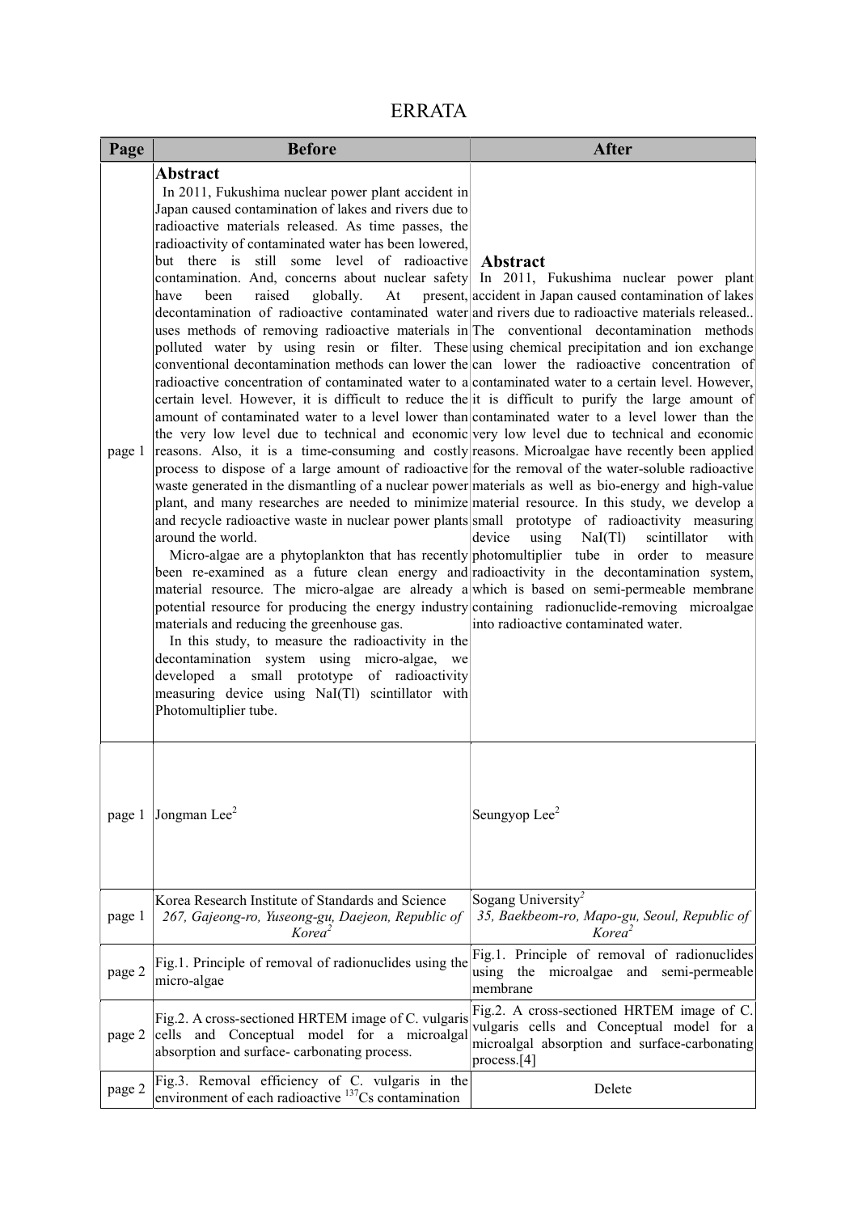# ERRATA

| Page | Before | After |
|---|---|---|
| page 1 | **Abstract** In 2011, Fukushima nuclear power plant accident in Japan caused contamination of lakes and rivers due to radioactive materials released. As time passes, the radioactivity of contaminated water has been lowered, but there is still some level of radioactive contamination. And, concerns about nuclear safety have been raised globally. At present, decontamination of radioactive contaminated water uses methods of removing radioactive materials in polluted water by using resin or filter. These conventional decontamination methods can lower the radioactive concentration of contaminated water to a certain level. However, it is difficult to reduce the amount of contaminated water to a level lower than the very low level due to technical and economic reasons. Also, it is a time-consuming and costly process to dispose of a large amount of radioactive waste generated in the dismantling of a nuclear power plant, and many researches are needed to minimize and recycle radioactive waste in nuclear power plants around the world. Micro-algae are a phytoplankton that has recently been re-examined as a future clean energy and material resource. The micro-algae are already a potential resource for producing the energy industry materials and reducing the greenhouse gas. In this study, to measure the radioactivity in the decontamination system using micro-algae, we developed a small prototype of radioactivity measuring device using NaI(Tl) scintillator with Photomultiplier tube. | **Abstract** In 2011, Fukushima nuclear power plant accident in Japan caused contamination of lakes and rivers due to radioactive materials released.. The conventional decontamination methods using chemical precipitation and ion exchange can lower the radioactive concentration of contaminated water to a certain level. However, it is difficult to purify the large amount of contaminated water to a level lower than the very low level due to technical and economic reasons. Microalgae have recently been applied for the removal of the water-soluble radioactive materials as well as bio-energy and high-value material resource. In this study, we develop a small prototype of radioactivity measuring device using NaI(Tl) scintillator with photomultiplier tube in order to measure radioactivity in the decontamination system, which is based on semi-permeable membrane containing radionuclide-removing microalgae into radioactive contaminated water. |
| page 1 | Jongman Lee[2] | Seungyop Lee[2] |
| page 1 | Korea Research Institute of Standards and Science *267, Gajeong-ro, Yuseong-gu, Daejeon, Republic of Korea[2]* | Sogang University[2] *35, Baekbeom-ro, Mapo-gu, Seoul, Republic of Korea[2]* |
| page 2 | Fig.1. Principle of removal of radionuclides using the micro-algae | Fig.1. Principle of removal of radionuclides using the microalgae and semi-permeable membrane |
| page 2 | Fig.2. A cross-sectioned HRTEM image of C. vulgaris cells and Conceptual model for a microalgal absorption and surface- carbonating process. | Fig.2. A cross-sectioned HRTEM image of C. vulgaris cells and Conceptual model for a microalgal absorption and surface-carbonating process.[4] |
| page 2 | Fig.3. Removal efficiency of C. vulgaris in the environment of each radioactive $^{137}Cs$ contamination | Delete |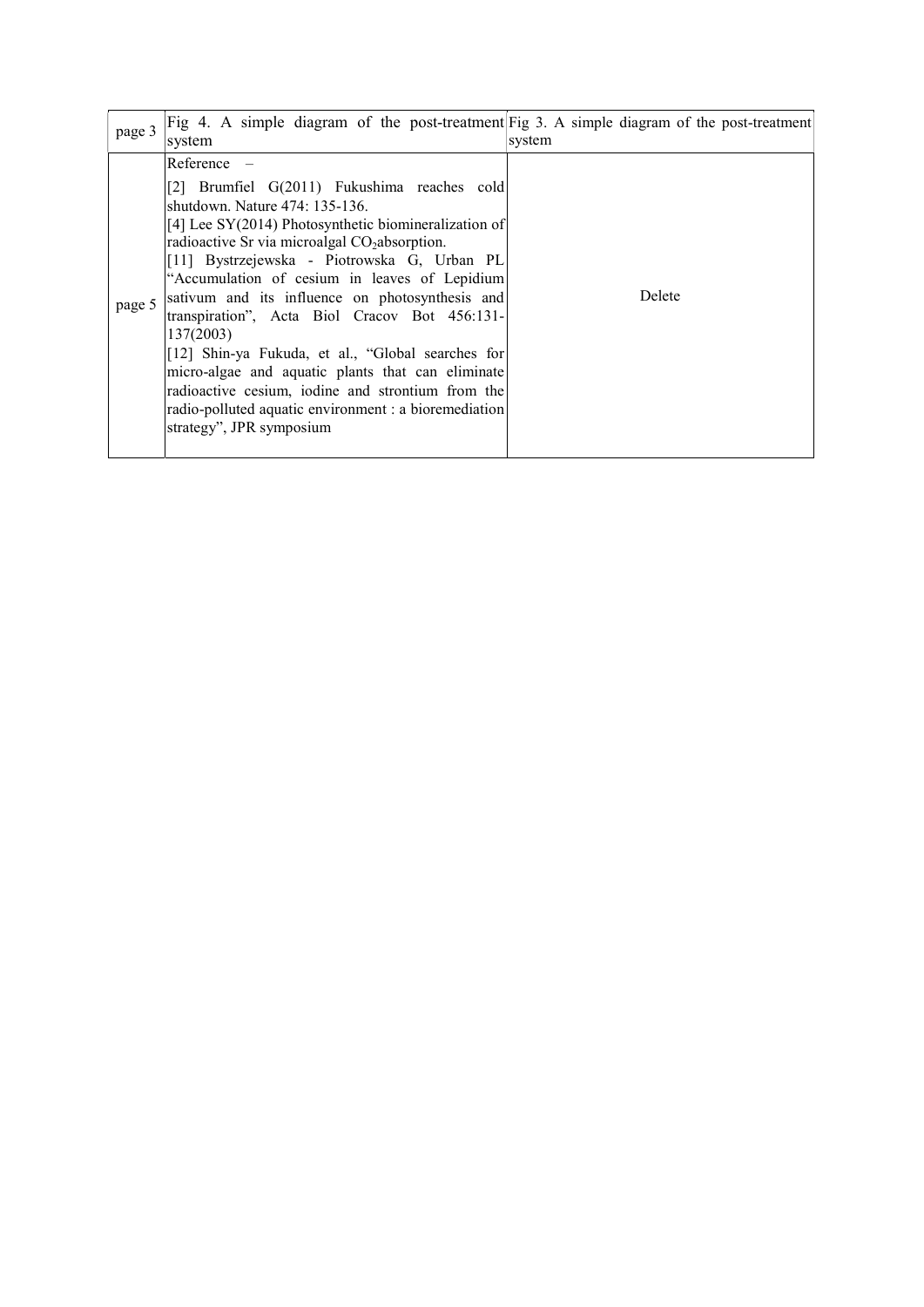| | | |
|---|---|---|
| page 3 | Fig 4. A simple diagram of the post-treatment system | Fig 3. A simple diagram of the post-treatment system |
| page 5 | Reference –<br>[2] Brumfiel G(2011) Fukushima reaches cold shutdown. Nature 474: 135-136.<br>[4] Lee SY(2014) Photosynthetic biomineralization of radioactive Sr via microalgal $CO_2$absorption.<br>[11] Bystrzejewska - Piotrowska G, Urban PL "Accumulation of cesium in leaves of Lepidium sativum and its influence on photosynthesis and transpiration", Acta Biol Cracov Bot 456:131-137(2003)<br>[12] Shin-ya Fukuda, et al., "Global searches for micro-algae and aquatic plants that can eliminate radioactive cesium, iodine and strontium from the radio-polluted aquatic environment : a bioremediation strategy", JPR symposium | Delete |